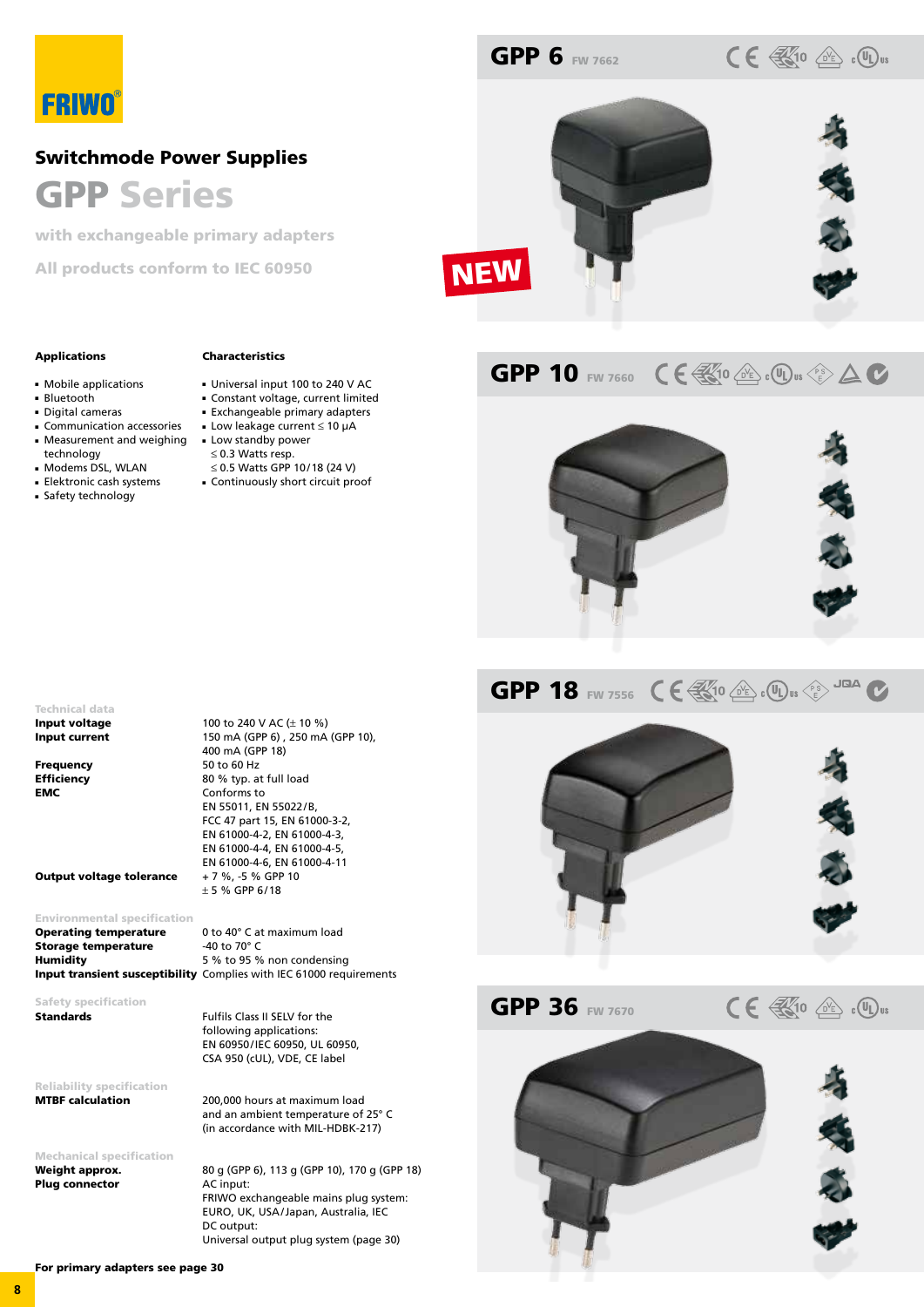FRIWO®

# Switchmode Power Supplies

## GPP Series

**with exchangeable primary adapters**

**All products conform to IEC 60950**

### Applications

- Mobile applications
- Bluetooth
- Digital cameras
- Communication accessories
- Measurement and weighing technology
- Modems DSL, WLAN
- Elektronic cash systems
- Safety technology

### Characteristics

- Universal input 100 to 240 V AC
- Constant voltage, current limited
- Exchangeable primary adapters
- Low leakage current ≤ 10 µA
- Low standby power
  ≤ 0.3 Watts resp.
  ≤ 0.5 Watts GPP 10/18 (24 V)
- Continuously short circuit proof

### Technical data

| | |
|---|---|
| **Input voltage** | 100 to 240 V AC (± 10 %) |
| **Input current** | 150 mA (GPP 6) , 250 mA (GPP 10), 400 mA (GPP 18) |
| **Frequency** | 50 to 60 Hz |
| **Efficiency** | 80 % typ. at full load |
| **EMC** | Conforms to EN 55011, EN 55022/B, FCC 47 part 15, EN 61000-3-2, EN 61000-4-2, EN 61000-4-3, EN 61000-4-4, EN 61000-4-5, EN 61000-4-6, EN 61000-4-11 |
| **Output voltage tolerance** | + 7 %, -5 % GPP 10<br>± 5 % GPP 6/18 |

### Environmental specification

| | |
|---|---|
| **Operating temperature** | 0 to 40° C at maximum load |
| **Storage temperature** | -40 to 70° C |
| **Humidity** | 5 % to 95 % non condensing |
| **Input transient susceptibility** | Complies with IEC 61000 requirements |

### Safety specification

| | |
|---|---|
| **Standards** | Fulfils Class II SELV for the following applications: EN 60950/IEC 60950, UL 60950, CSA 950 (cUL), VDE, CE label |

### Reliability specification

| | |
|---|---|
| **MTBF calculation** | 200,000 hours at maximum load and an ambient temperature of 25° C (in accordance with MIL-HDBK-217) |

### Mechanical specification

| | |
|---|---|
| **Weight approx.** | 80 g (GPP 6), 113 g (GPP 10), 170 g (GPP 18) |
| **Plug connector** | AC input: FRIWO exchangeable mains plug system: EURO, UK, USA/Japan, Australia, IEC<br>DC output: Universal output plug system (page 30) |

**For primary adapters see page 30**

## GPP 6 FW 7662

NEW

## GPP 10 FW 7660

## GPP 18 FW 7556

## GPP 36 FW 7670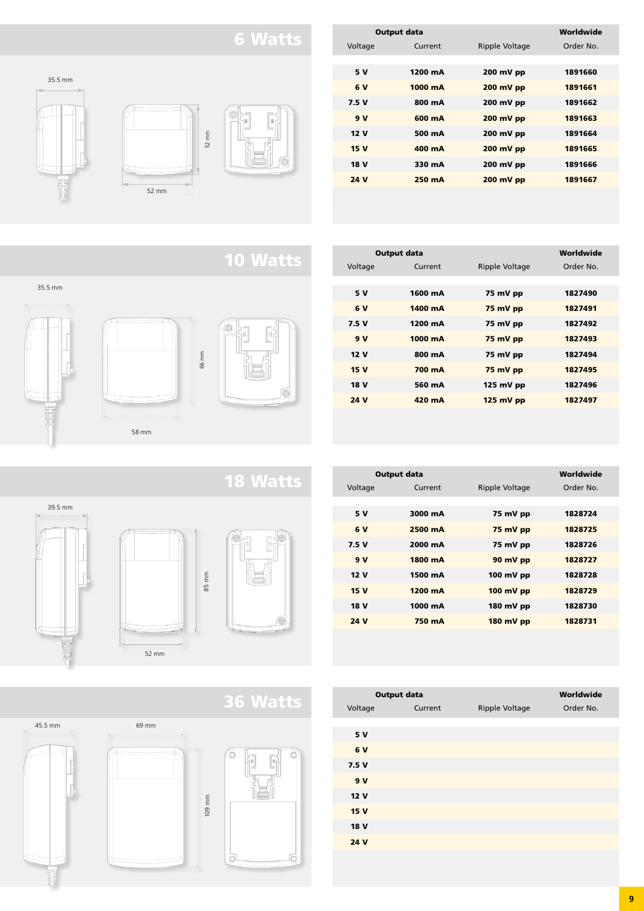## 6 Watts

35.5 mm

52 mm

52 mm

| Output data | | | Worldwide |
|---|---|---|---|
| Voltage | Current | Ripple Voltage | Order No. |
| **5 V** | **1200 mA** | **200 mV pp** | **1891660** |
| **6 V** | **1000 mA** | **200 mV pp** | **1891661** |
| **7.5 V** | **800 mA** | **200 mV pp** | **1891662** |
| **9 V** | **600 mA** | **200 mV pp** | **1891663** |
| **12 V** | **500 mA** | **200 mV pp** | **1891664** |
| **15 V** | **400 mA** | **200 mV pp** | **1891665** |
| **18 V** | **330 mA** | **200 mV pp** | **1891666** |
| **24 V** | **250 mA** | **200 mV pp** | **1891667** |

## 10 Watts

35.5 mm

66 mm

58 mm

| Output data | | | Worldwide |
|---|---|---|---|
| Voltage | Current | Ripple Voltage | Order No. |
| **5 V** | **1600 mA** | **75 mV pp** | **1827490** |
| **6 V** | **1400 mA** | **75 mV pp** | **1827491** |
| **7.5 V** | **1200 mA** | **75 mV pp** | **1827492** |
| **9 V** | **1000 mA** | **75 mV pp** | **1827493** |
| **12 V** | **800 mA** | **75 mV pp** | **1827494** |
| **15 V** | **700 mA** | **75 mV pp** | **1827495** |
| **18 V** | **560 mA** | **125 mV pp** | **1827496** |
| **24 V** | **420 mA** | **125 mV pp** | **1827497** |

## 18 Watts

39.5 mm

85 mm

52 mm

| Output data | | | Worldwide |
|---|---|---|---|
| Voltage | Current | Ripple Voltage | Order No. |
| **5 V** | **3000 mA** | **75 mV pp** | **1828724** |
| **6 V** | **2500 mA** | **75 mV pp** | **1828725** |
| **7.5 V** | **2000 mA** | **75 mV pp** | **1828726** |
| **9 V** | **1800 mA** | **90 mV pp** | **1828727** |
| **12 V** | **1500 mA** | **100 mV pp** | **1828728** |
| **15 V** | **1200 mA** | **100 mV pp** | **1828729** |
| **18 V** | **1000 mA** | **180 mV pp** | **1828730** |
| **24 V** | **750 mA** | **180 mV pp** | **1828731** |

## 36 Watts

45.5 mm

69 mm

109 mm

| Output data | | | Worldwide |
|---|---|---|---|
| Voltage | Current | Ripple Voltage | Order No. |
| **5 V** | | | |
| **6 V** | | | |
| **7.5 V** | | | |
| **9 V** | | | |
| **12 V** | | | |
| **15 V** | | | |
| **18 V** | | | |
| **24 V** | | | |